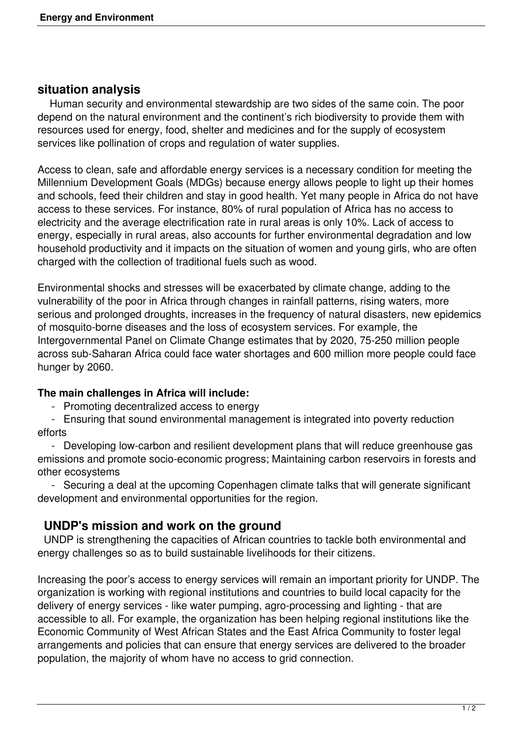## situation analysis

Human security and environmental stewardship are two sides of the same coin. The poor depend on the natural environment and the continent's rich biodiversity to provide them with resources used for energy, food, shelter and medicines and for the supply of ecosystem services like pollination of crops and regulation of water supplies.

Access to clean, safe and affordable energy services is a necessary condition for meeting the Millennium Development Goals (MDGs) because energy allows people to light up their homes and schools, feed their children and stay in good health. Yet many people in Africa do not have access to these services. For instance, 80% of rural population of Africa has no access to electricity and the average electrification rate in rural areas is only 10%. Lack of access to energy, especially in rural areas, also accounts for further environmental degradation and low household productivity and it impacts on the situation of women and young girls, who are often charged with the collection of traditional fuels such as wood.

Environmental shocks and stresses will be exacerbated by climate change, adding to the vulnerability of the poor in Africa through changes in rainfall patterns, rising waters, more serious and prolonged droughts, increases in the frequency of natural disasters, new epidemics of mosquito-borne diseases and the loss of ecosystem services. For example, the Intergovernmental Panel on Climate Change estimates that by 2020, 75-250 million people across sub-Saharan Africa could face water shortages and 600 million more people could face hunger by 2060.

**The main challenges in Africa will include:**

- Promoting decentralized access to energy
- Ensuring that sound environmental management is integrated into poverty reduction efforts
- Developing low-carbon and resilient development plans that will reduce greenhouse gas emissions and promote socio-economic progress; Maintaining carbon reservoirs in forests and other ecosystems
- Securing a deal at the upcoming Copenhagen climate talks that will generate significant development and environmental opportunities for the region.

## UNDP's mission and work on the ground

UNDP is strengthening the capacities of African countries to tackle both environmental and energy challenges so as to build sustainable livelihoods for their citizens.

Increasing the poor's access to energy services will remain an important priority for UNDP. The organization is working with regional institutions and countries to build local capacity for the delivery of energy services - like water pumping, agro-processing and lighting - that are accessible to all. For example, the organization has been helping regional institutions like the Economic Community of West African States and the East Africa Community to foster legal arrangements and policies that can ensure that energy services are delivered to the broader population, the majority of whom have no access to grid connection.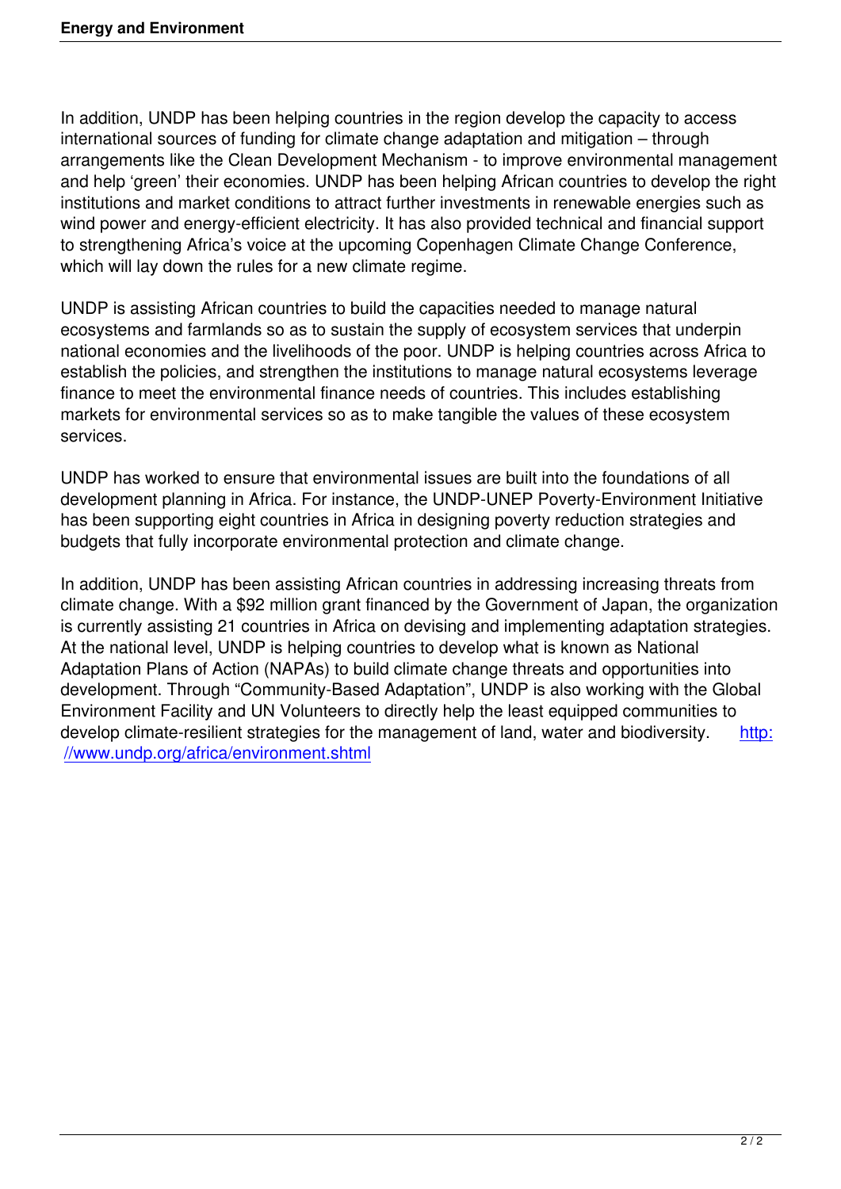In addition, UNDP has been helping countries in the region develop the capacity to access international sources of funding for climate change adaptation and mitigation – through arrangements like the Clean Development Mechanism - to improve environmental management and help 'green' their economies. UNDP has been helping African countries to develop the right institutions and market conditions to attract further investments in renewable energies such as wind power and energy-efficient electricity. It has also provided technical and financial support to strengthening Africa's voice at the upcoming Copenhagen Climate Change Conference, which will lay down the rules for a new climate regime.

UNDP is assisting African countries to build the capacities needed to manage natural ecosystems and farmlands so as to sustain the supply of ecosystem services that underpin national economies and the livelihoods of the poor. UNDP is helping countries across Africa to establish the policies, and strengthen the institutions to manage natural ecosystems leverage finance to meet the environmental finance needs of countries. This includes establishing markets for environmental services so as to make tangible the values of these ecosystem services.

UNDP has worked to ensure that environmental issues are built into the foundations of all development planning in Africa. For instance, the UNDP-UNEP Poverty-Environment Initiative has been supporting eight countries in Africa in designing poverty reduction strategies and budgets that fully incorporate environmental protection and climate change.

In addition, UNDP has been assisting African countries in addressing increasing threats from climate change. With a $92 million grant financed by the Government of Japan, the organization is currently assisting 21 countries in Africa on devising and implementing adaptation strategies. At the national level, UNDP is helping countries to develop what is known as National Adaptation Plans of Action (NAPAs) to build climate change threats and opportunities into development. Through "Community-Based Adaptation", UNDP is also working with the Global Environment Facility and UN Volunteers to directly help the least equipped communities to develop climate-resilient strategies for the management of land, water and biodiversity. [http://www.undp.org/africa/environment.shtml](http://www.undp.org/africa/environment.shtml)